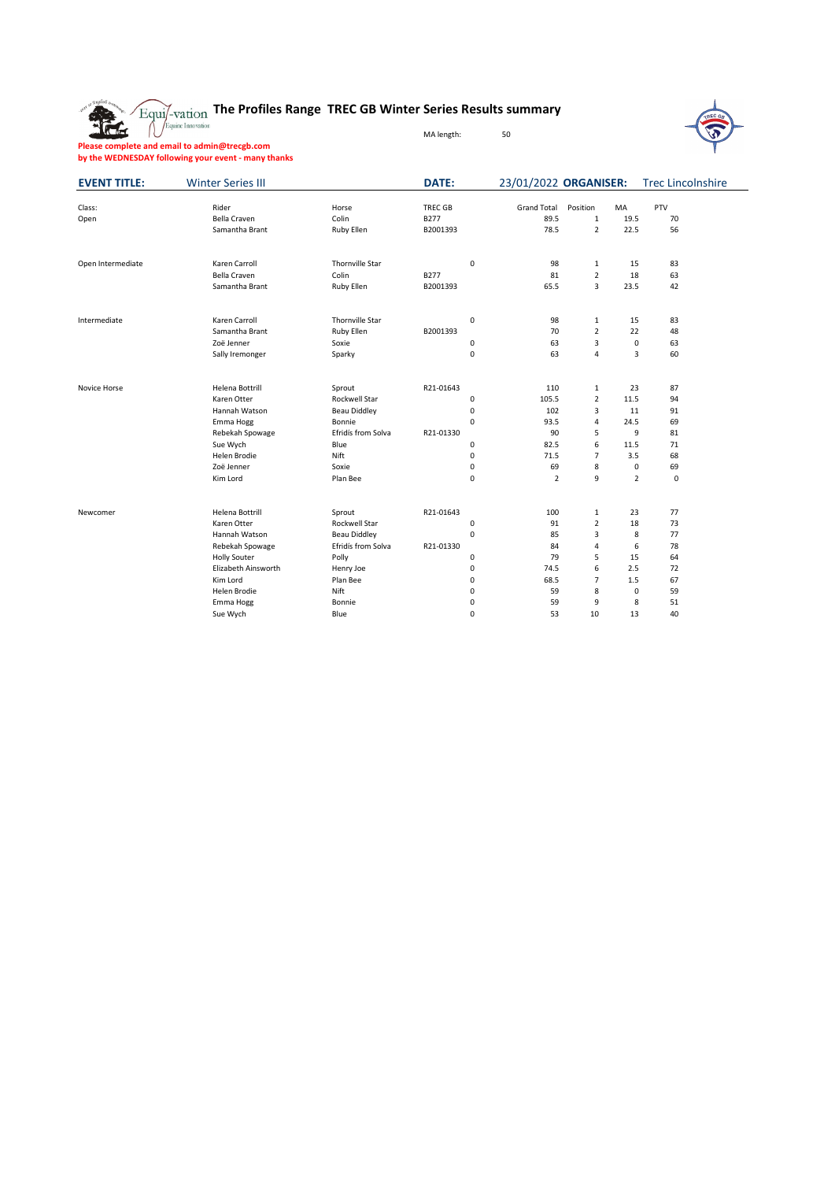# The Profiles Range TREC GB Winter Series Results summary

MA length: 50

**Please complete and email to admin@trecgb.com by the WEDNESDAY following your event - many thanks**

| **EVENT TITLE:** | Winter Series III | | **DATE:** | 23/01/2022 **ORGANISER:** | Trec Lincolnshire |
|---|---|---|---|---|---|

| Class: | Rider | Horse | TREC GB | | Grand Total | Position | MA | PTV |
|---|---|---|---|---|---|---|---|---|
| Open | Bella Craven | Colin | B277 | | 89.5 | 1 | 19.5 | 70 |
| | Samantha Brant | Ruby Ellen | B2001393 | | 78.5 | 2 | 22.5 | 56 |
| Open Intermediate | Karen Carroll | Thornville Star | | 0 | 98 | 1 | 15 | 83 |
| | Bella Craven | Colin | B277 | | 81 | 2 | 18 | 63 |
| | Samantha Brant | Ruby Ellen | B2001393 | | 65.5 | 3 | 23.5 | 42 |
| Intermediate | Karen Carroll | Thornville Star | | 0 | 98 | 1 | 15 | 83 |
| | Samantha Brant | Ruby Ellen | B2001393 | | 70 | 2 | 22 | 48 |
| | Zoë Jenner | Soxie | | 0 | 63 | 3 | 0 | 63 |
| | Sally Iremonger | Sparky | | 0 | 63 | 4 | 3 | 60 |
| Novice Horse | Helena Bottrill | Sprout | R21-01643 | | 110 | 1 | 23 | 87 |
| | Karen Otter | Rockwell Star | | 0 | 105.5 | 2 | 11.5 | 94 |
| | Hannah Watson | Beau Diddley | | 0 | 102 | 3 | 11 | 91 |
| | Emma Hogg | Bonnie | | 0 | 93.5 | 4 | 24.5 | 69 |
| | Rebekah Spowage | Efridis from Solva | R21-01330 | | 90 | 5 | 9 | 81 |
| | Sue Wych | Blue | | 0 | 82.5 | 6 | 11.5 | 71 |
| | Helen Brodie | Nift | | 0 | 71.5 | 7 | 3.5 | 68 |
| | Zoë Jenner | Soxie | | 0 | 69 | 8 | 0 | 69 |
| | Kim Lord | Plan Bee | | 0 | 2 | 9 | 2 | 0 |
| Newcomer | Helena Bottrill | Sprout | R21-01643 | | 100 | 1 | 23 | 77 |
| | Karen Otter | Rockwell Star | | 0 | 91 | 2 | 18 | 73 |
| | Hannah Watson | Beau Diddley | | 0 | 85 | 3 | 8 | 77 |
| | Rebekah Spowage | Efridis from Solva | R21-01330 | | 84 | 4 | 6 | 78 |
| | Holly Souter | Polly | | 0 | 79 | 5 | 15 | 64 |
| | Elizabeth Ainsworth | Henry Joe | | 0 | 74.5 | 6 | 2.5 | 72 |
| | Kim Lord | Plan Bee | | 0 | 68.5 | 7 | 1.5 | 67 |
| | Helen Brodie | Nift | | 0 | 59 | 8 | 0 | 59 |
| | Emma Hogg | Bonnie | | 0 | 59 | 9 | 8 | 51 |
| | Sue Wych | Blue | | 0 | 53 | 10 | 13 | 40 |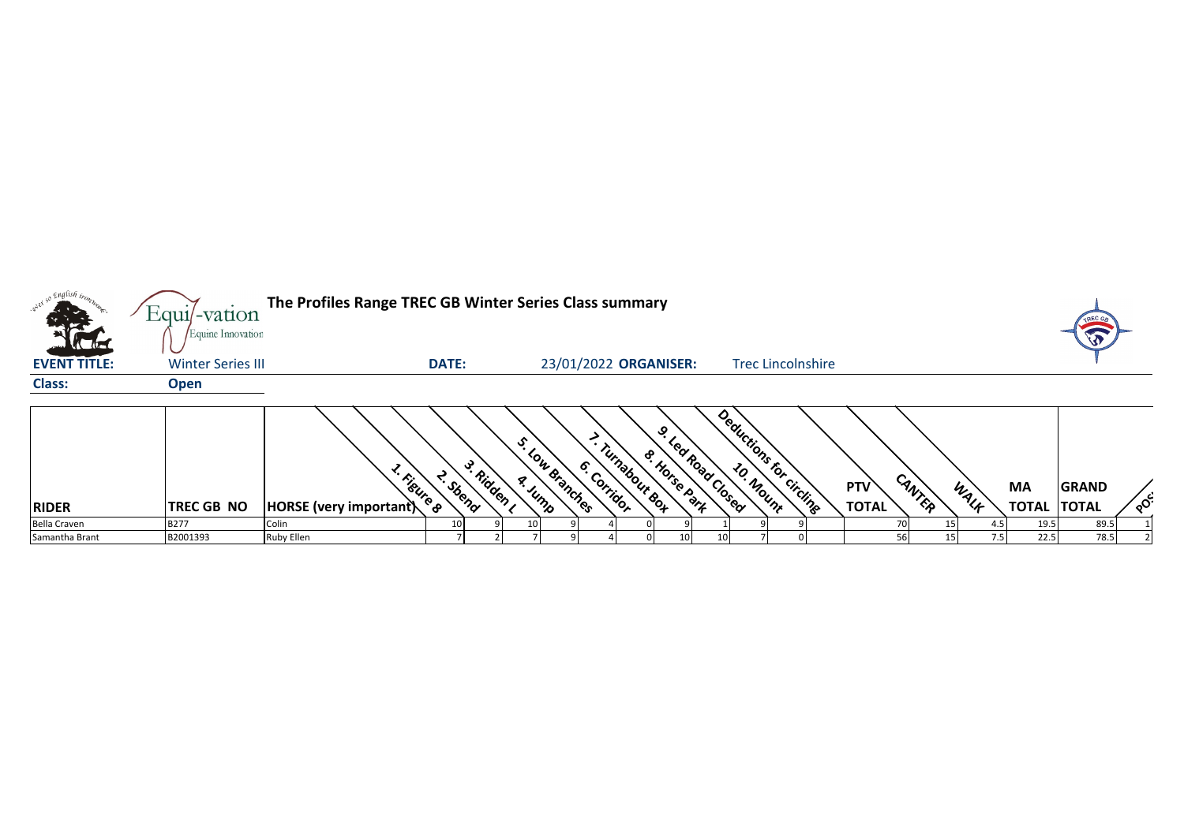**The Profiles Range TREC GB Winter Series Class summary**

**EVENT TITLE:** Winter Series III **DATE:** 23/01/2022 **ORGANISER:** Trec Lincolnshire

**Class:** Open

| RIDER | TREC GB NO | HORSE (very important) | 1. Figure 8 | 2. Sbend | 3. Ridden L | 4. Jump | 5. Low Branches | 6. Corridor | 7. Turnabout Box | 8. Horse Park | 9. Led Road Closed | 10. Mount | Deductions for circling | PTV TOTAL | CANTER | WALK | MA TOTAL | GRAND TOTAL | POS |
|---|---|---|---|---|---|---|---|---|---|---|---|---|---|---|---|---|---|---|---|
| Bella Craven | B277 | Colin | 10 | 9 | 10 | 9 | 4 | 0 | 9 | 1 | 9 | 9 | | 70 | 15 | 4.5 | 19.5 | 89.5 | 1 |
| Samantha Brant | B2001393 | Ruby Ellen | 7 | 2 | 7 | 9 | 4 | 0 | 10 | 10 | 7 | 0 | | 56 | 15 | 7.5 | 22.5 | 78.5 | 2 |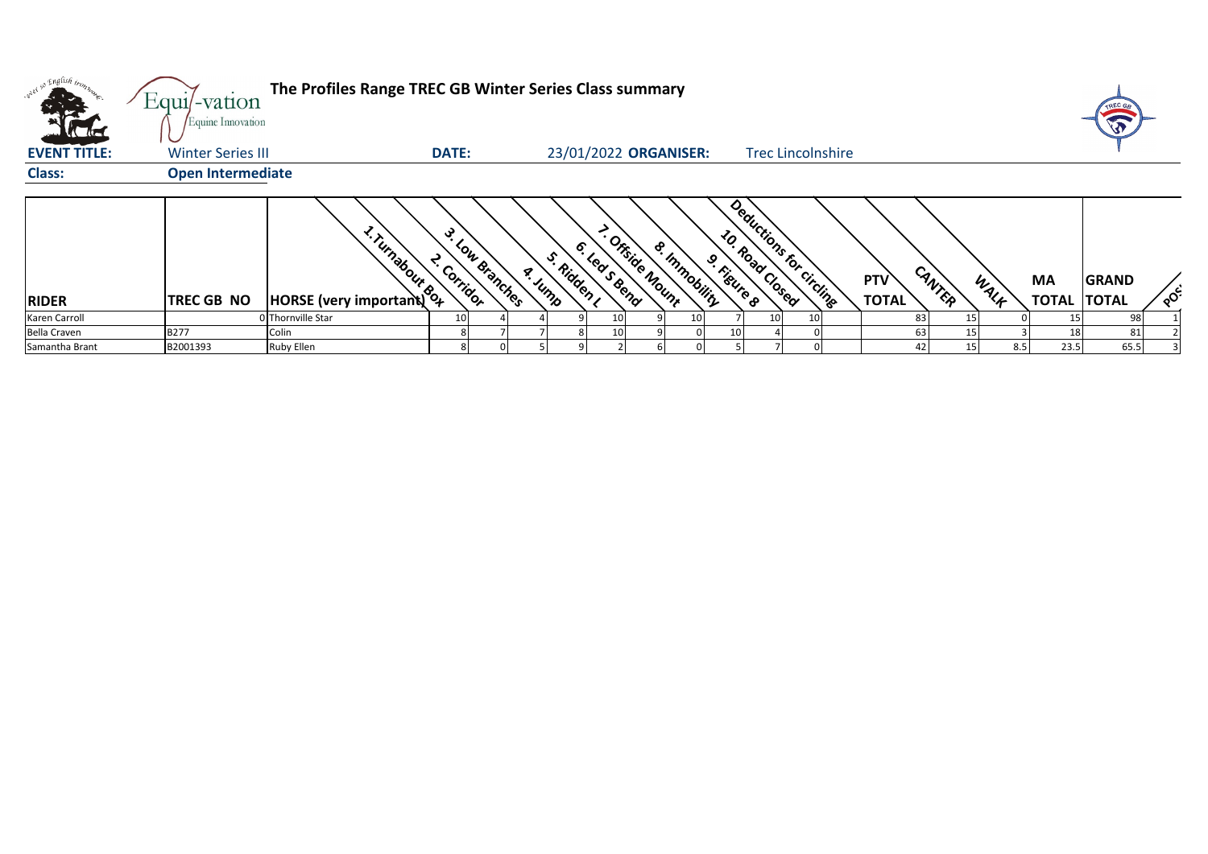# The Profiles Range TREC GB Winter Series Class summary

**EVENT TITLE:** Winter Series III **DATE:** 23/01/2022 **ORGANISER:** Trec Lincolnshire

**Class:** Open Intermediate

| RIDER | TREC GB NO | HORSE (very important) | 1. Turnabout Box | 2. Corridor | 3. Low Branches | 4. Jump | 5. Ridden L | 6. Led S Bend | 7. Offside Mount | 8. Immobility | 9. Figure 8 | 10. Road Closed | Deductions for circling | PTV TOTAL | CANTER | WALK | MA TOTAL | GRAND TOTAL | POS |
|---|---|---|---|---|---|---|---|---|---|---|---|---|---|---|---|---|---|---|---|
| Karen Carroll | 0 | Thornville Star | 10 | 4 | 4 | 9 | 10 | 9 | 10 | 7 | 10 | 10 | | 83 | 15 | 0 | 15 | 98 | 1 |
| Bella Craven | B277 | Colin | 8 | 7 | 7 | 8 | 10 | 9 | 0 | 10 | 4 | 0 | | 63 | 15 | 3 | 18 | 81 | 2 |
| Samantha Brant | B2001393 | Ruby Ellen | 8 | 0 | 5 | 9 | 2 | 6 | 0 | 5 | 7 | 0 | | 42 | 15 | 8.5 | 23.5 | 65.5 | 3 |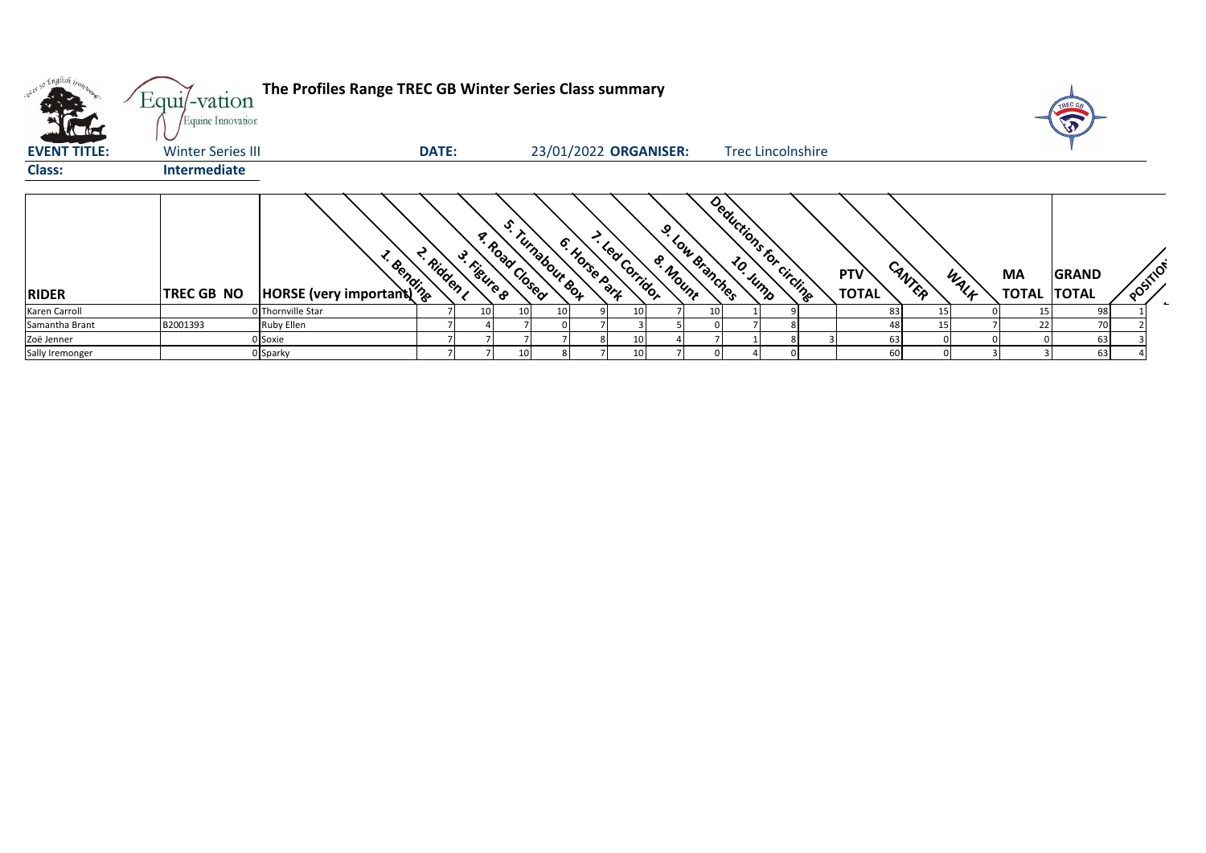# The Profiles Range TREC GB Winter Series Class summary

**EVENT TITLE:** Winter Series III **DATE:** 23/01/2022 **ORGANISER:** Trec Lincolnshire

**Class:** Intermediate

| RIDER | TREC GB NO | HORSE (very important) | 1. Bending | 2. Ridden L | 3. Figure 8 | 4. Road Closed | 5. Turnabout Box | 6. Horse Park | 7. Led Corridor | 8. Mount | 9. Low Branches | 10. Jump | Deductions for circling | PTV TOTAL | CANTER | WALK | MA TOTAL | GRAND TOTAL | POSITION |
|---|---|---|---|---|---|---|---|---|---|---|---|---|---|---|---|---|---|---|---|
| Karen Carroll | 0 | Thornville Star | 7 | 10 | 10 | 10 | 9 | 10 | 7 | 10 | 1 | 9 | | 83 | 15 | 0 | 15 | 98 | 1 |
| Samantha Brant | B2001393 | Ruby Ellen | 7 | 4 | 7 | 0 | 7 | 3 | 5 | 0 | 7 | 8 | | 48 | 15 | 7 | 22 | 70 | 2 |
| Zoë Jenner | 0 | Soxie | 7 | 7 | 7 | 7 | 8 | 10 | 4 | 7 | 1 | 8 | 3 | 63 | 0 | 0 | 0 | 63 | 3 |
| Sally Iremonger | 0 | Sparky | 7 | 7 | 10 | 8 | 7 | 10 | 7 | 0 | 4 | 0 | | 60 | 0 | 3 | 3 | 63 | 4 |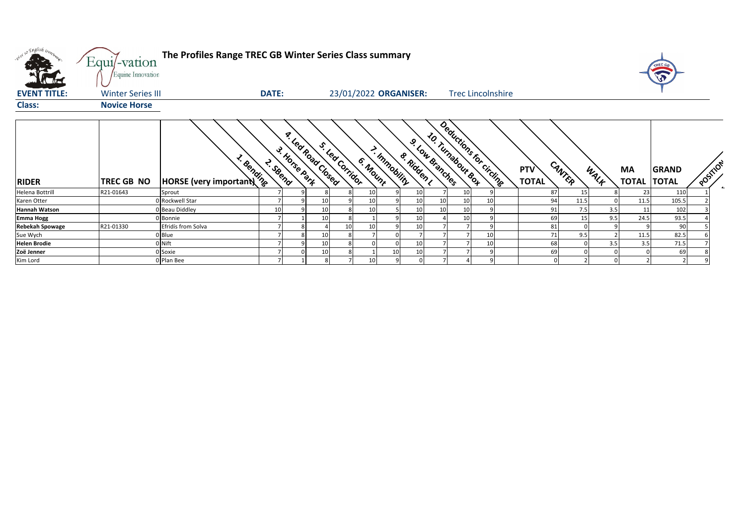# The Profiles Range TREC GB Winter Series Class summary

**EVENT TITLE:** Winter Series III **DATE:** 23/01/2022 **ORGANISER:** Trec Lincolnshire

**Class:** Novice Horse

| RIDER | TREC GB NO | HORSE (very important) | 1. Bending | 2. SBend | 3. Horse Park | 4. Led Road Closed | 5. Led Corridor | 6. Mount | 7. Immobility | 8. Ridden L | 9. Low Branches | 10. Turnabout Box | Deductions for circling | PTV TOTAL | CANTER | WALK | MA TOTAL | GRAND TOTAL | POSITION |
|---|---|---|---|---|---|---|---|---|---|---|---|---|---|---|---|---|---|---|---|
| Helena Bottrill | R21-01643 | Sprout | 7 | 9 | 8 | 8 | 10 | 9 | 10 | 7 | 10 | 9 | | 87 | 15 | 8 | 23 | 110 | 1 |
| Karen Otter | 0 | Rockwell Star | 7 | 9 | 10 | 9 | 10 | 9 | 10 | 10 | 10 | 10 | | 94 | 11.5 | 0 | 11.5 | 105.5 | 2 |
| **Hannah Watson** | 0 | Beau Diddley | 10 | 9 | 10 | 8 | 10 | 5 | 10 | 10 | 10 | 9 | | 91 | 7.5 | 3.5 | 11 | 102 | 3 |
| **Emma Hogg** | 0 | Bonnie | 7 | 1 | 10 | 8 | 1 | 9 | 10 | 4 | 10 | 9 | | 69 | 15 | 9.5 | 24.5 | 93.5 | 4 |
| **Rebekah Spowage** | R21-01330 | Efridís from Solva | 7 | 8 | 4 | 10 | 10 | 9 | 10 | 7 | 7 | 9 | | 81 | 0 | 9 | 9 | 90 | 5 |
| Sue Wych | 0 | Blue | 7 | 8 | 10 | 8 | 7 | 0 | 7 | 7 | 7 | 10 | | 71 | 9.5 | 2 | 11.5 | 82.5 | 6 |
| **Helen Brodie** | 0 | Nift | 7 | 9 | 10 | 8 | 0 | 0 | 10 | 7 | 7 | 10 | | 68 | 0 | 3.5 | 3.5 | 71.5 | 7 |
| **Zoë Jenner** | 0 | Soxie | 7 | 0 | 10 | 8 | 1 | 10 | 10 | 7 | 7 | 9 | | 69 | 0 | 0 | 0 | 69 | 8 |
| Kim Lord | 0 | Plan Bee | 7 | 1 | 8 | 7 | 10 | 9 | 0 | 7 | 4 | 9 | | 0 | 2 | 0 | 2 | 2 | 9 |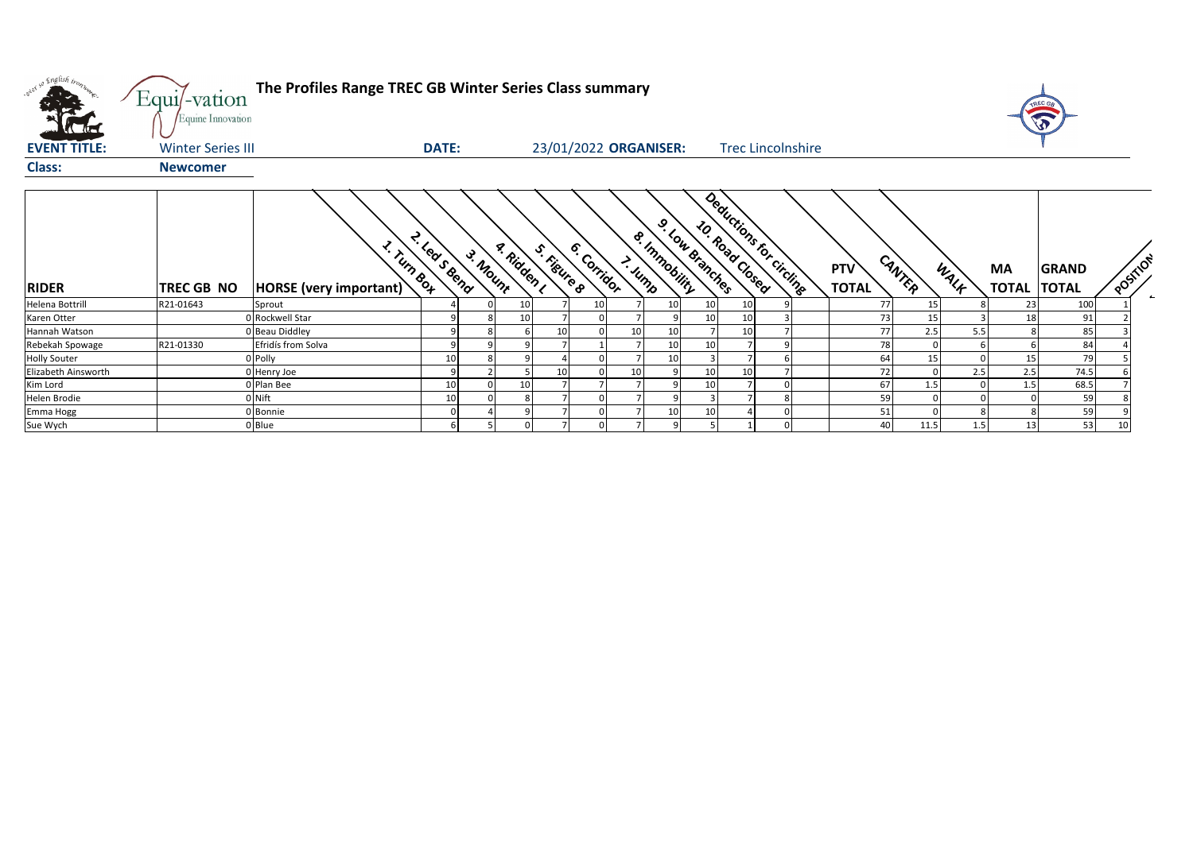**The Profiles Range TREC GB Winter Series Class summary**

**EVENT TITLE:** Winter Series III **DATE:** 23/01/2022 **ORGANISER:** Trec Lincolnshire

**Class:** **Newcomer**

| RIDER | TREC GB NO | HORSE (very important) | 1. Turn Box | 2. Led S Bend | 3. Mount | 4. Ridden L | 5. Figure 8 | 6. Corridor | 7. Jump | 8. Immobility | 9. Low Branches | 10. Road Closed | Deductions for circling | PTV TOTAL | CANTER | WALK | MA TOTAL | GRAND TOTAL | POSITION |
|---|---|---|---|---|---|---|---|---|---|---|---|---|---|---|---|---|---|---|---|
| Helena Bottrill | R21-01643 | Sprout | 4 | 0 | 10 | 7 | 10 | 7 | 10 | 10 | 10 | 9 | | 77 | 15 | 8 | 23 | 100 | 1 |
| Karen Otter | 0 | Rockwell Star | 9 | 8 | 10 | 7 | 0 | 7 | 9 | 10 | 10 | 3 | | 73 | 15 | 3 | 18 | 91 | 2 |
| Hannah Watson | 0 | Beau Diddley | 9 | 8 | 6 | 10 | 0 | 10 | 10 | 7 | 10 | 7 | | 77 | 2.5 | 5.5 | 8 | 85 | 3 |
| Rebekah Spowage | R21-01330 | Efridís from Solva | 9 | 9 | 9 | 7 | 1 | 7 | 10 | 10 | 7 | 9 | | 78 | 0 | 6 | 6 | 84 | 4 |
| Holly Souter | 0 | Polly | 10 | 8 | 9 | 4 | 0 | 7 | 10 | 3 | 7 | 6 | | 64 | 15 | 0 | 15 | 79 | 5 |
| Elizabeth Ainsworth | 0 | Henry Joe | 9 | 2 | 5 | 10 | 0 | 10 | 9 | 10 | 10 | 7 | | 72 | 0 | 2.5 | 2.5 | 74.5 | 6 |
| Kim Lord | 0 | Plan Bee | 10 | 0 | 10 | 7 | 7 | 7 | 9 | 10 | 7 | 0 | | 67 | 1.5 | 0 | 1.5 | 68.5 | 7 |
| Helen Brodie | 0 | Nift | 10 | 0 | 8 | 7 | 0 | 7 | 9 | 3 | 7 | 8 | | 59 | 0 | 0 | 0 | 59 | 8 |
| Emma Hogg | 0 | Bonnie | 0 | 4 | 9 | 7 | 0 | 7 | 10 | 10 | 4 | 0 | | 51 | 0 | 8 | 8 | 59 | 9 |
| Sue Wych | 0 | Blue | 6 | 5 | 0 | 7 | 0 | 7 | 9 | 5 | 1 | 0 | | 40 | 11.5 | 1.5 | 13 | 53 | 10 |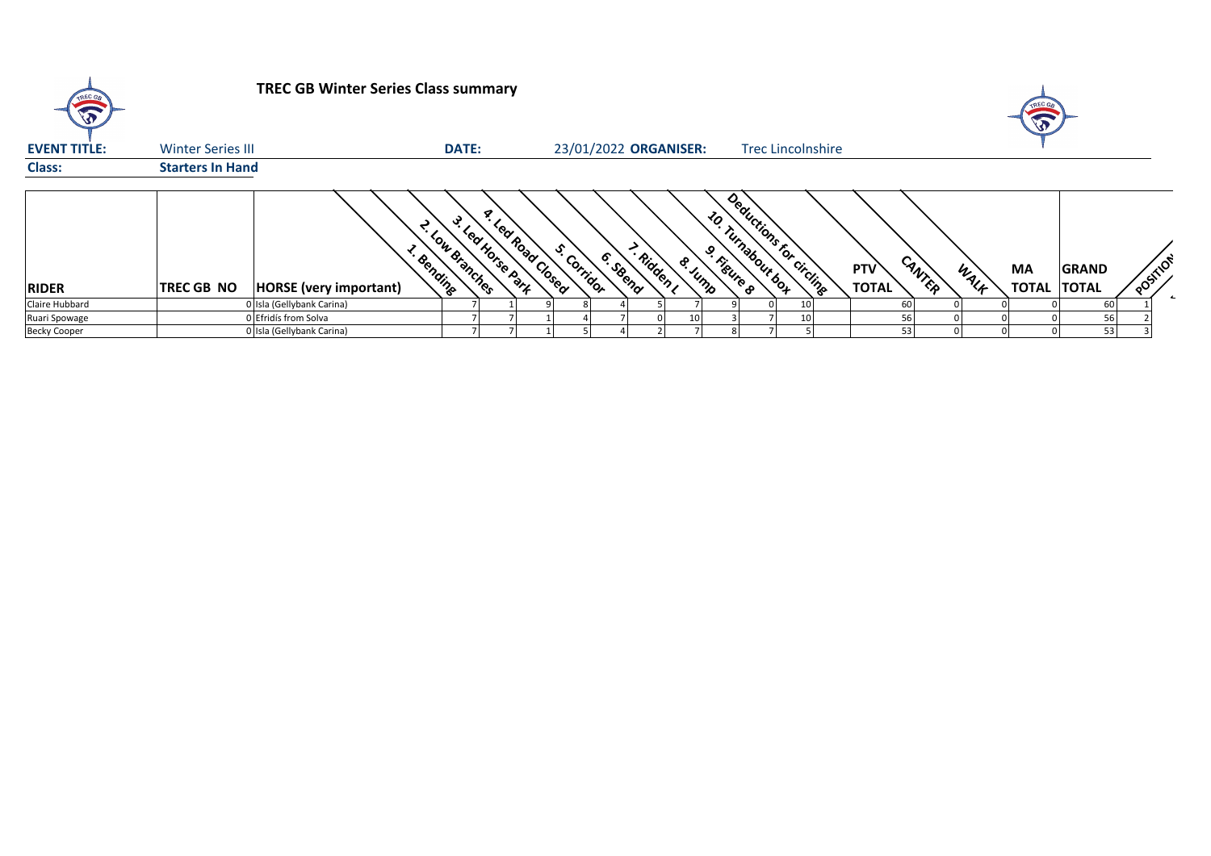# TREC GB Winter Series Class summary

**EVENT TITLE:** Winter Series III **DATE:** 23/01/2022 **ORGANISER:** Trec Lincolnshire

**Class:** Starters In Hand

| RIDER | TREC GB NO | HORSE (very important) | 1. Bending | 2. Low Branches | 3. Led Horse Park | 4. Led Road Closed | 5. Corridor | 6. SBend | 7. Ridden L | 8. Jump | 9. Figure 8 | 10. Turnabout box | Deductions for circling | PTV TOTAL | CANTER | WALK | MA TOTAL | GRAND TOTAL | POSITION |
|---|---|---|---|---|---|---|---|---|---|---|---|---|---|---|---|---|---|---|---|
| Claire Hubbard | 0 | Isla (Gellybank Carina) | 7 | 1 | 9 | 8 | 4 | 5 | 7 | 9 | 0 | 10 | | 60 | 0 | 0 | 0 | 60 | 1 |
| Ruari Spowage | 0 | Efridis from Solva | 7 | 7 | 1 | 4 | 7 | 0 | 10 | 3 | 7 | 10 | | 56 | 0 | 0 | 0 | 56 | 2 |
| Becky Cooper | 0 | Isla (Gellybank Carina) | 7 | 7 | 1 | 5 | 4 | 2 | 7 | 8 | 7 | 5 | | 53 | 0 | 0 | 0 | 53 | 3 |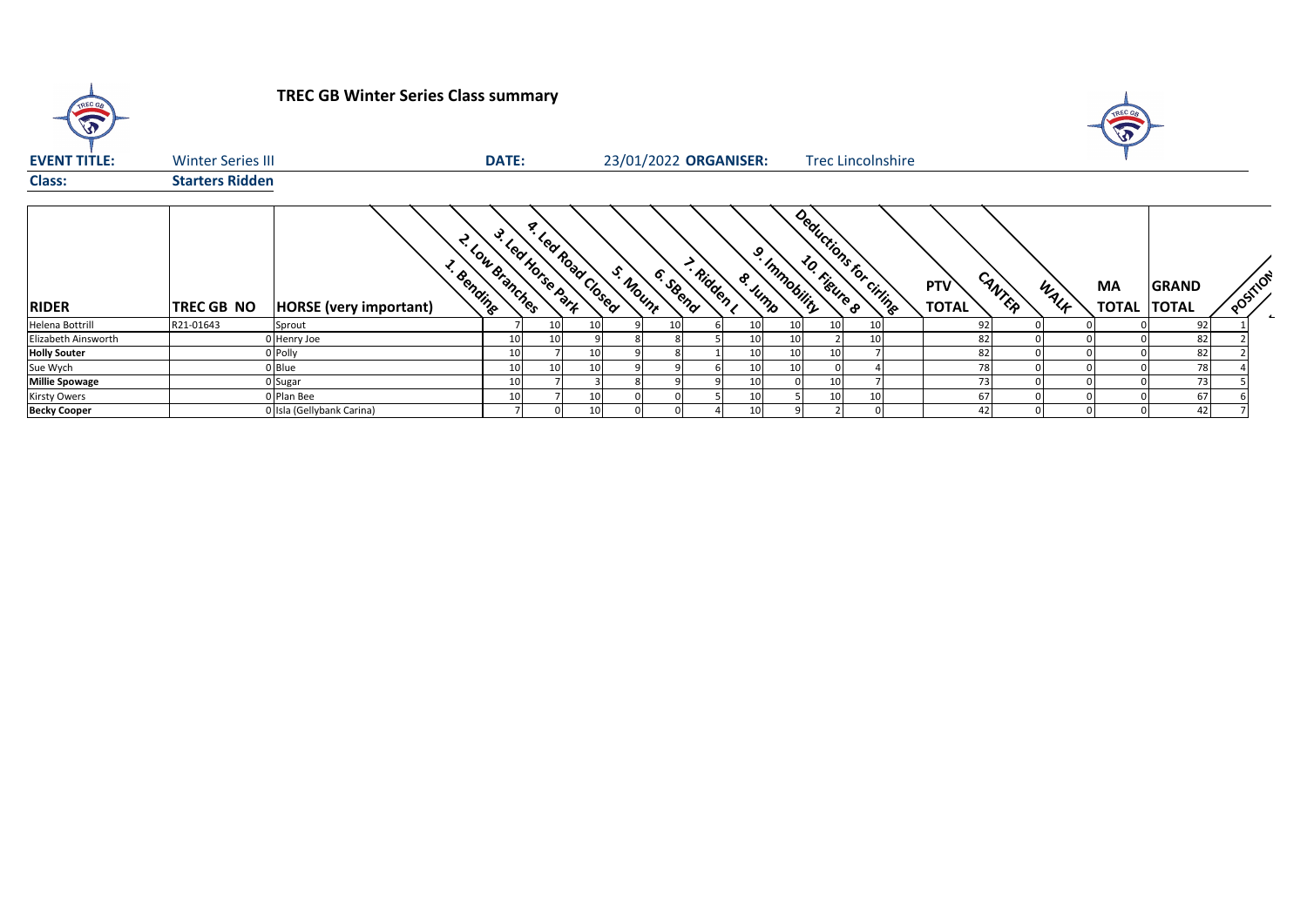# TREC GB Winter Series Class summary

**EVENT TITLE:** Winter Series III **DATE:** 23/01/2022 **ORGANISER:** Trec Lincolnshire

**Class:** **Starters Ridden**

| RIDER | TREC GB NO | HORSE (very important) | 1. Bending | 2. Low Branches | 3. Led Horse Park | 4. Led Road Closed | 5. Mount | 6. SBend | 7. Ridden L | 8. Jump | 9. Immobility | 10. Figure 8 | Deductions for cirling | PTV TOTAL | CANTER | WALK | MA TOTAL | GRAND TOTAL | POSITION |
|---|---|---|---|---|---|---|---|---|---|---|---|---|---|---|---|---|---|---|---|
| Helena Bottrill | R21-01643 | Sprout | 7 | 10 | 10 | 9 | 10 | 6 | 10 | 10 | 10 | 10 | | 92 | 0 | 0 | 0 | 92 | 1 |
| Elizabeth Ainsworth | 0 | Henry Joe | 10 | 10 | 9 | 8 | 8 | 5 | 10 | 10 | 2 | 10 | | 82 | 0 | 0 | 0 | 82 | 2 |
| **Holly Souter** | 0 | Polly | 10 | 7 | 10 | 9 | 8 | 1 | 10 | 10 | 10 | 7 | | 82 | 0 | 0 | 0 | 82 | 2 |
| Sue Wych | 0 | Blue | 10 | 10 | 10 | 9 | 9 | 6 | 10 | 10 | 0 | 4 | | 78 | 0 | 0 | 0 | 78 | 4 |
| **Millie Spowage** | 0 | Sugar | 10 | 7 | 3 | 8 | 9 | 9 | 10 | 0 | 10 | 7 | | 73 | 0 | 0 | 0 | 73 | 5 |
| Kirsty Owers | 0 | Plan Bee | 10 | 7 | 10 | 0 | 0 | 5 | 10 | 5 | 10 | 10 | | 67 | 0 | 0 | 0 | 67 | 6 |
| **Becky Cooper** | 0 | Isla (Gellybank Carina) | 7 | 0 | 10 | 0 | 0 | 4 | 10 | 9 | 2 | 0 | | 42 | 0 | 0 | 0 | 42 | 7 |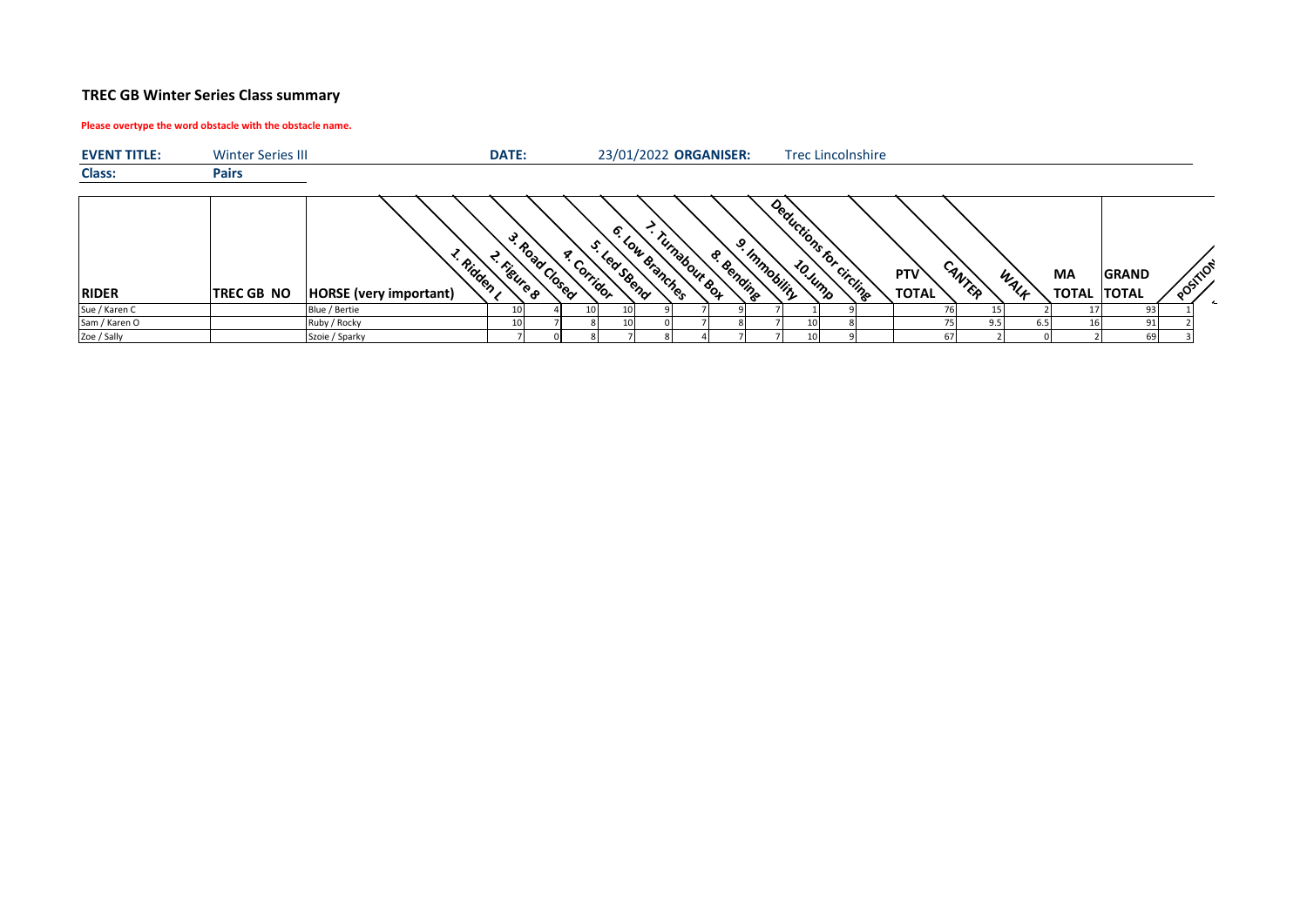# TREC GB Winter Series Class summary

**Please overtype the word obstacle with the obstacle name.**

**EVENT TITLE:** Winter Series III | **DATE:** 23/01/2022 | **ORGANISER:** Trec Lincolnshire

**Class:** **Pairs**

| RIDER | TREC GB NO | HORSE (very important) | 1. Ridden L | 2. Figure 8 | 3. Road Closed | 4. Corridor | 5. Led SBend | 6. Low Branches | 7. Turnabout Box | 8. Bending | 9. Immobility | 10.Jump | Deductions for circling | PTV TOTAL | CANTER | WALK | MA TOTAL | GRAND TOTAL | POSITION |
|---|---|---|---|---|---|---|---|---|---|---|---|---|---|---|---|---|---|---|---|
| Sue / Karen C | | Blue / Bertie | 10 | 4 | 10 | 10 | 9 | 7 | 9 | 7 | 1 | 9 | | 76 | 15 | 2 | 17 | 93 | 1 |
| Sam / Karen O | | Ruby / Rocky | 10 | 7 | 8 | 10 | 0 | 7 | 8 | 7 | 10 | 8 | | 75 | 9.5 | 6.5 | 16 | 91 | 2 |
| Zoe / Sally | | Szoie / Sparky | 7 | 0 | 8 | 7 | 8 | 4 | 7 | 7 | 10 | 9 | | 67 | 2 | 0 | 2 | 69 | 3 |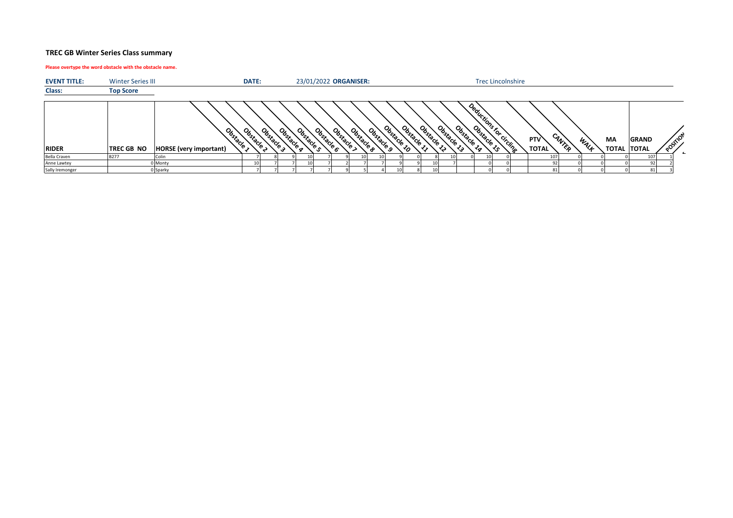## TREC GB Winter Series Class summary

**Please overtype the word obstacle with the obstacle name.**

| **EVENT TITLE:** | Winter Series III | | **DATE:** | 23/01/2022 | **ORGANISER:** | Trec Lincolnshire |
|---|---|---|---|---|---|---|
| **Class:** | **Top Score** | | | | | |

| RIDER | TREC GB NO | HORSE (very important) | Obstacle 1 | Obstacle 2 | Obstacle 3 | Obstacle 4 | Obstacle 5 | Obstacle 6 | Obstacle 7 | Obstacle 8 | Obstacle 9 | Obstacle 10 | Obstacle 11 | Obstacle 12 | Obstacle 13 | Obstacle 14 | Obstacle 15 | Deductions for circling | PTV TOTAL | CANTER | WALK | MA TOTAL | GRAND TOTAL | POSITION |
|---|---|---|---|---|---|---|---|---|---|---|---|---|---|---|---|---|---|---|---|---|---|---|---|---|
| Bella Craven | B277 | Colin | 7 | 8 | 9 | 10 | 7 | 9 | 10 | 10 | 9 | 0 | 8 | 10 | 0 | 10 | 0 | | 107 | 0 | 0 | 0 | 107 | 1 |
| Anne Lawtey | 0 | Monty | 10 | 7 | 7 | 10 | 7 | 2 | 7 | 7 | 9 | 9 | 10 | 7 | | 0 | 0 | | 92 | 0 | 0 | 0 | 92 | 2 |
| Sally Iremonger | 0 | Sparky | 7 | 7 | 7 | 7 | 7 | 9 | 5 | 4 | 10 | 8 | 10 | | | 0 | 0 | | 81 | 0 | 0 | 0 | 81 | 3 |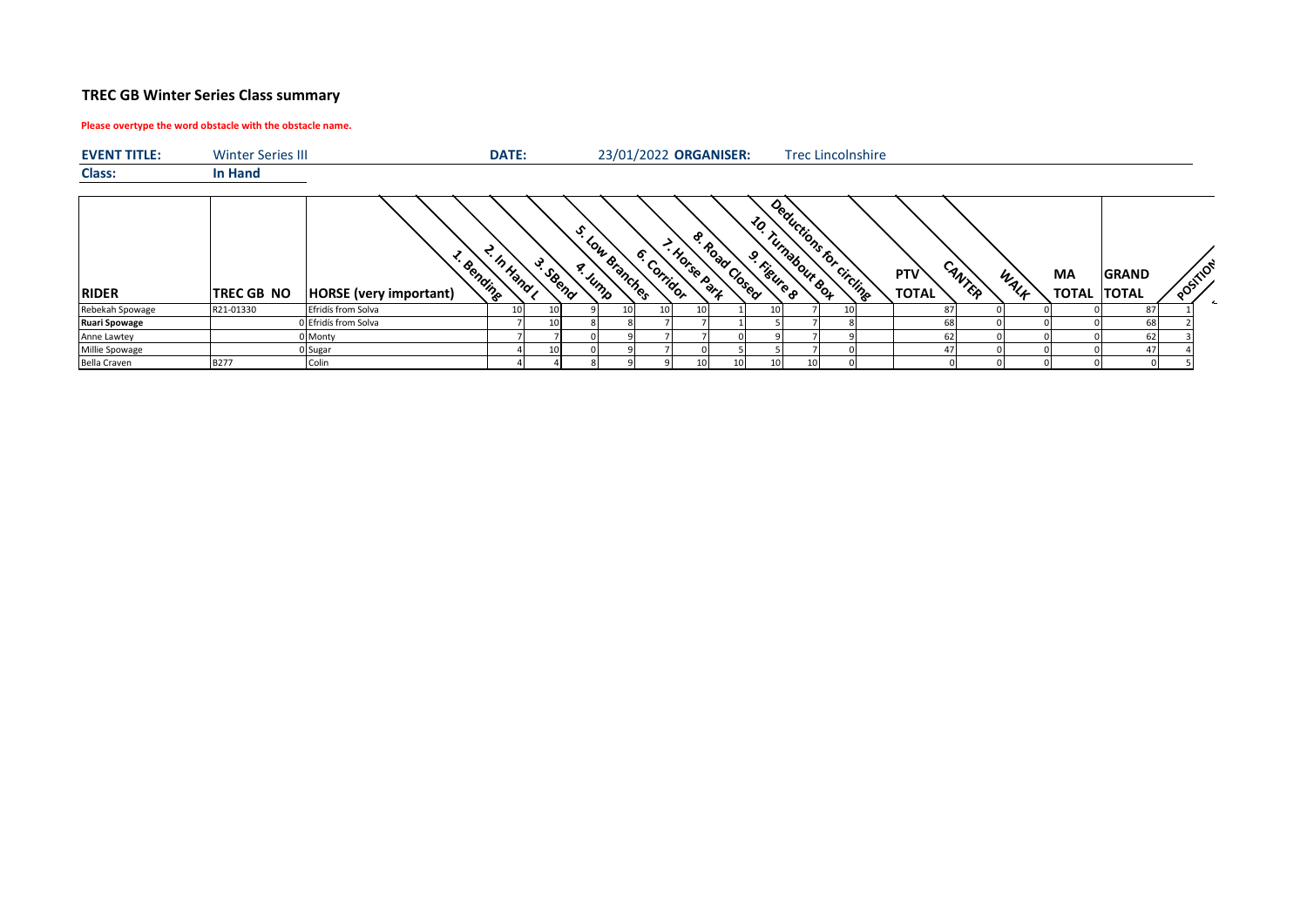# TREC GB Winter Series Class summary

**Please overtype the word obstacle with the obstacle name.**

**EVENT TITLE:** Winter Series III **DATE:** 23/01/2022 **ORGANISER:** Trec Lincolnshire

**Class:** **In Hand**

| RIDER | TREC GB NO | HORSE (very important) | 1. Bending | 2. In Hand L | 3. SBend | 4. Jump | 5. Low Branches | 6. Corridor | 7. Horse Park | 8. Road Closed | 9. Figure 8 | 10. Turnabout Box | Deductions for circling | PTV TOTAL | CANTER | WALK | MA TOTAL | GRAND TOTAL | POSITION |
|---|---|---|---|---|---|---|---|---|---|---|---|---|---|---|---|---|---|---|---|
| Rebekah Spowage | R21-01330 | Efridis from Solva | 10 | 10 | 9 | 10 | 10 | 10 | 1 | 10 | 7 | 10 | | 87 | 0 | 0 | 0 | 87 | 1 |
| **Ruari Spowage** | 0 | Efridis from Solva | 7 | 10 | 8 | 8 | 7 | 7 | 1 | 5 | 7 | 8 | | 68 | 0 | 0 | 0 | 68 | 2 |
| Anne Lawtey | 0 | Monty | 7 | 7 | 0 | 9 | 7 | 7 | 0 | 9 | 7 | 9 | | 62 | 0 | 0 | 0 | 62 | 3 |
| Millie Spowage | 0 | Sugar | 4 | 10 | 0 | 9 | 7 | 0 | 5 | 5 | 7 | 0 | | 47 | 0 | 0 | 0 | 47 | 4 |
| Bella Craven | B277 | Colin | 4 | 4 | 8 | 9 | 9 | 10 | 10 | 10 | 10 | 0 | | 0 | 0 | 0 | 0 | 0 | 5 |